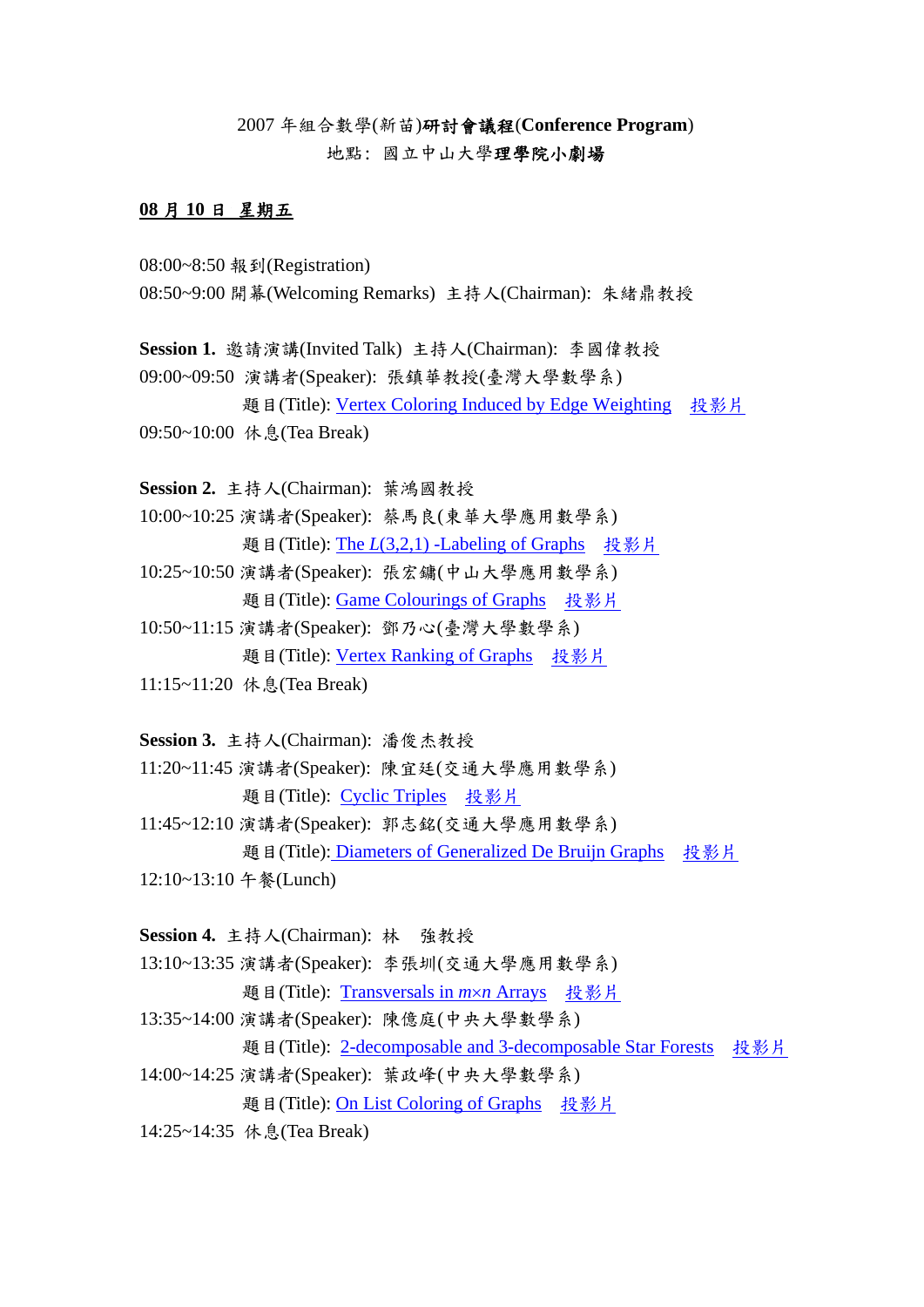# 2007 年組合數學(新苗)研討會議程(Conference Program)

地點：國立中山大學理學院小劇場

**08 月 10 日 星期五**

08:00~8:50 報到(Registration)
08:50~9:00 開幕(Welcoming Remarks) 主持人(Chairman): 朱緒鼎教授

**Session 1.** 邀請演講(Invited Talk) 主持人(Chairman): 李國偉教授
09:00~09:50 演講者(Speaker): 張鎮華教授(臺灣大學數學系)
題目(Title): Vertex Coloring Induced by Edge Weighting 投影片
09:50~10:00 休息(Tea Break)

**Session 2.** 主持人(Chairman): 葉鴻國教授
10:00~10:25 演講者(Speaker): 蔡馬良(東華大學應用數學系)
題目(Title): The *L*(3,2,1) -Labeling of Graphs 投影片
10:25~10:50 演講者(Speaker): 張宏鏞(中山大學應用數學系)
題目(Title): Game Colourings of Graphs 投影片
10:50~11:15 演講者(Speaker): 鄧乃心(臺灣大學數學系)
題目(Title): Vertex Ranking of Graphs 投影片
11:15~11:20 休息(Tea Break)

**Session 3.** 主持人(Chairman): 潘俊杰教授
11:20~11:45 演講者(Speaker): 陳宜廷(交通大學應用數學系)
題目(Title): Cyclic Triples 投影片
11:45~12:10 演講者(Speaker): 郭志銘(交通大學應用數學系)
題目(Title): Diameters of Generalized De Bruijn Graphs 投影片
12:10~13:10 午餐(Lunch)

**Session 4.** 主持人(Chairman): 林 強教授
13:10~13:35 演講者(Speaker): 李張圳(交通大學應用數學系)
題目(Title): Transversals in $m \times n$ Arrays 投影片
13:35~14:00 演講者(Speaker): 陳億庭(中央大學數學系)
題目(Title): 2-decomposable and 3-decomposable Star Forests 投影片
14:00~14:25 演講者(Speaker): 葉政峰(中央大學數學系)
題目(Title): On List Coloring of Graphs 投影片
14:25~14:35 休息(Tea Break)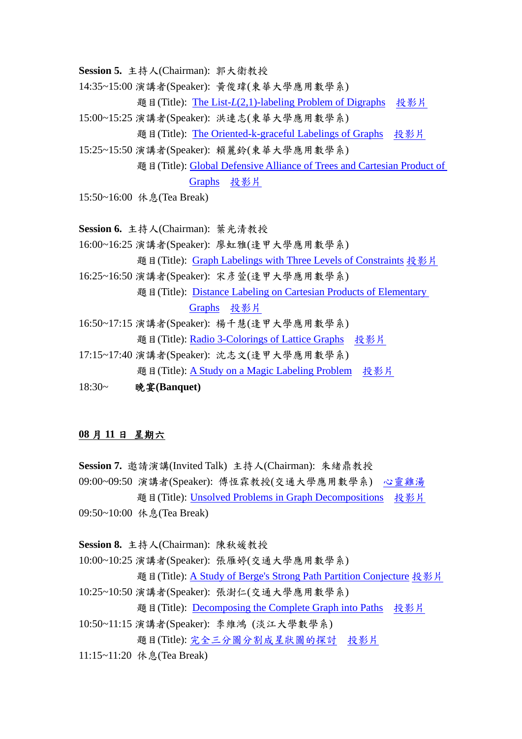**Session 5.** 主持人(Chairman): 郭大衛教授

14:35~15:00 演講者(Speaker): 黃俊瑋(東華大學應用數學系)

題目(Title): The List-$L(2,1)$-labeling Problem of Digraphs 投影片

15:00~15:25 演講者(Speaker): 洪連志(東華大學應用數學系)

題目(Title): The Oriented-k-graceful Labelings of Graphs 投影片

15:25~15:50 演講者(Speaker): 賴麗鈴(東華大學應用數學系)

題目(Title): Global Defensive Alliance of Trees and Cartesian Product of Graphs 投影片

15:50~16:00 休息(Tea Break)

**Session 6.** 主持人(Chairman): 葉光清教授

16:00~16:25 演講者(Speaker): 廖虹雅(逢甲大學應用數學系)

題目(Title): Graph Labelings with Three Levels of Constraints 投影片

16:25~16:50 演講者(Speaker): 宋彥萱(逢甲大學應用數學系)

題目(Title): Distance Labeling on Cartesian Products of Elementary Graphs 投影片

16:50~17:15 演講者(Speaker): 楊千慧(逢甲大學應用數學系)

題目(Title): Radio 3-Colorings of Lattice Graphs 投影片

17:15~17:40 演講者(Speaker): 沈志文(逢甲大學應用數學系)

題目(Title): A Study on a Magic Labeling Problem 投影片

18:30~ **晚宴(Banquet)**

## 08 月 11 日 星期六

**Session 7.** 邀請演講(Invited Talk) 主持人(Chairman): 朱緒鼎教授

09:00~09:50 演講者(Speaker): 傅恆霖教授(交通大學應用數學系) 心靈雞湯

題目(Title): Unsolved Problems in Graph Decompositions 投影片

09:50~10:00 休息(Tea Break)

**Session 8.** 主持人(Chairman): 陳秋媛教授

10:00~10:25 演講者(Speaker): 張雁婷(交通大學應用數學系)

題目(Title): A Study of Berge's Strong Path Partition Conjecture 投影片

10:25~10:50 演講者(Speaker): 張澍仁(交通大學應用數學系)

題目(Title): Decomposing the Complete Graph into Paths 投影片

10:50~11:15 演講者(Speaker): 李維鴻 (淡江大學數學系)

題目(Title): 完全三分圖分割成星狀圖的探討 投影片

11:15~11:20 休息(Tea Break)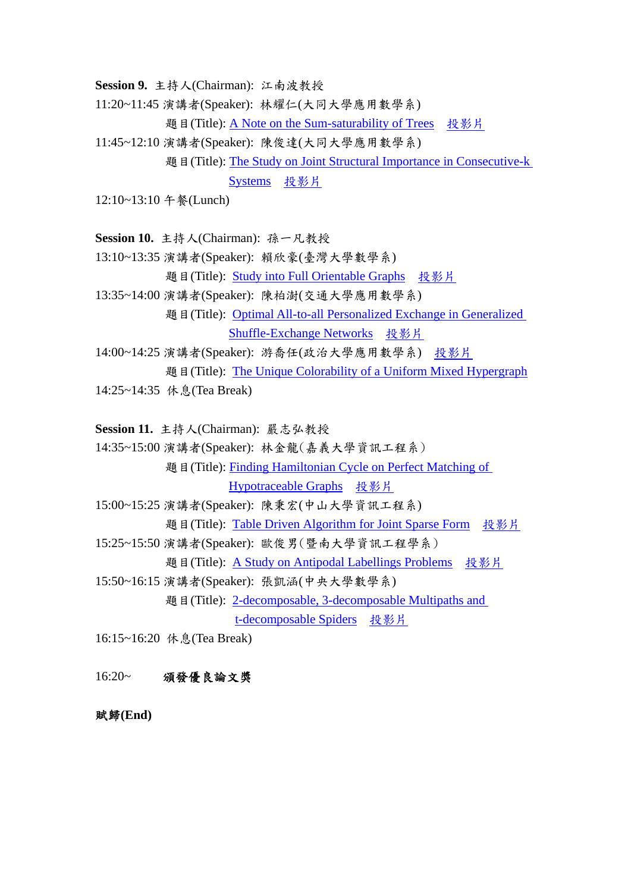**Session 9.** 主持人(Chairman): 江南波教授

11:20~11:45 演講者(Speaker): 林耀仁(大同大學應用數學系)

題目(Title): A Note on the Sum-saturability of Trees 投影片

11:45~12:10 演講者(Speaker): 陳俊達(大同大學應用數學系)

題目(Title): The Study on Joint Structural Importance in Consecutive-k Systems 投影片

12:10~13:10 午餐(Lunch)

**Session 10.** 主持人(Chairman): 孫一凡教授

13:10~13:35 演講者(Speaker): 賴欣豪(臺灣大學數學系)

題目(Title): Study into Full Orientable Graphs 投影片

13:35~14:00 演講者(Speaker): 陳柏澍(交通大學應用數學系)

題目(Title): Optimal All-to-all Personalized Exchange in Generalized Shuffle-Exchange Networks 投影片

14:00~14:25 演講者(Speaker): 游喬任(政治大學應用數學系) 投影片

題目(Title): The Unique Colorability of a Uniform Mixed Hypergraph

14:25~14:35 休息(Tea Break)

**Session 11.** 主持人(Chairman): 嚴志弘教授

14:35~15:00 演講者(Speaker): 林金龍(嘉義大學資訊工程系)

題目(Title): Finding Hamiltonian Cycle on Perfect Matching of Hypotraceable Graphs 投影片

15:00~15:25 演講者(Speaker): 陳秉宏(中山大學資訊工程系)

題目(Title): Table Driven Algorithm for Joint Sparse Form 投影片

15:25~15:50 演講者(Speaker): 歐俊男(暨南大學資訊工程學系)

題目(Title): A Study on Antipodal Labellings Problems 投影片

15:50~16:15 演講者(Speaker): 張凱涵(中央大學數學系)

題目(Title): 2-decomposable, 3-decomposable Multipaths and t-decomposable Spiders 投影片

16:15~16:20 休息(Tea Break)

16:20~ **頒發優良論文獎**

**賦歸(End)**